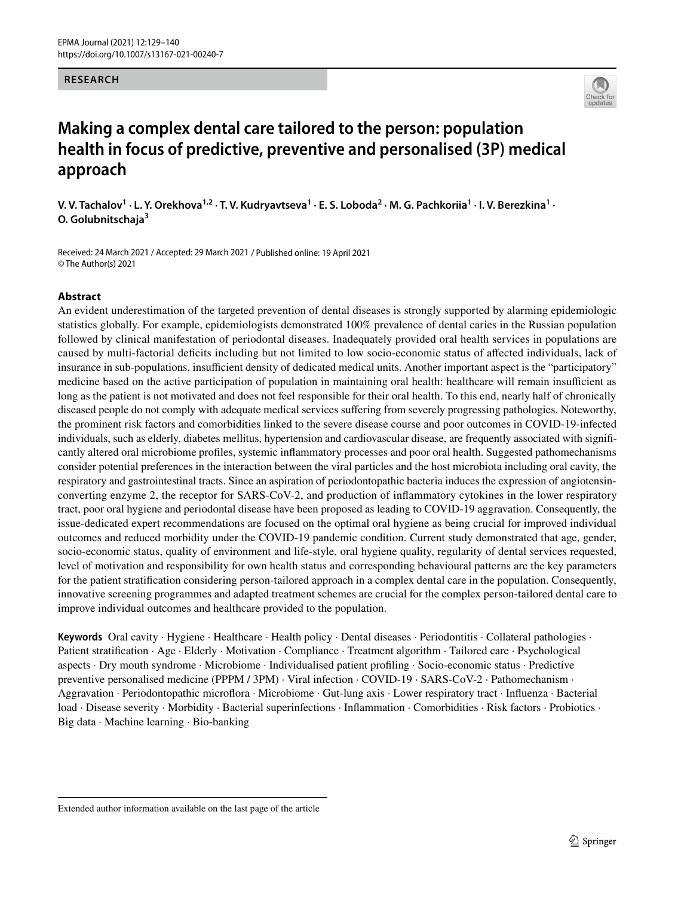**RESEARCH**

# Making a complex dental care tailored to the person: population health in focus of predictive, preventive and personalised (3P) medical approach

**V. V. Tachalov[1] · L. Y. Orekhova[1,2] · T. V. Kudryavtseva[1] · E. S. Loboda[2] · M. G. Pachkoriia[1] · I. V. Berezkina[1] · O. Golubnitschaja[3]**

Received: 24 March 2021 / Accepted: 29 March 2021 / Published online: 19 April 2021
© The Author(s) 2021

## Abstract

An evident underestimation of the targeted prevention of dental diseases is strongly supported by alarming epidemiologic statistics globally. For example, epidemiologists demonstrated 100% prevalence of dental caries in the Russian population followed by clinical manifestation of periodontal diseases. Inadequately provided oral health services in populations are caused by multi-factorial deficits including but not limited to low socio-economic status of affected individuals, lack of insurance in sub-populations, insufficient density of dedicated medical units. Another important aspect is the "participatory" medicine based on the active participation of population in maintaining oral health: healthcare will remain insufficient as long as the patient is not motivated and does not feel responsible for their oral health. To this end, nearly half of chronically diseased people do not comply with adequate medical services suffering from severely progressing pathologies. Noteworthy, the prominent risk factors and comorbidities linked to the severe disease course and poor outcomes in COVID-19-infected individuals, such as elderly, diabetes mellitus, hypertension and cardiovascular disease, are frequently associated with significantly altered oral microbiome profiles, systemic inflammatory processes and poor oral health. Suggested pathomechanisms consider potential preferences in the interaction between the viral particles and the host microbiota including oral cavity, the respiratory and gastrointestinal tracts. Since an aspiration of periodontopathic bacteria induces the expression of angiotensin-converting enzyme 2, the receptor for SARS-CoV-2, and production of inflammatory cytokines in the lower respiratory tract, poor oral hygiene and periodontal disease have been proposed as leading to COVID-19 aggravation. Consequently, the issue-dedicated expert recommendations are focused on the optimal oral hygiene as being crucial for improved individual outcomes and reduced morbidity under the COVID-19 pandemic condition. Current study demonstrated that age, gender, socio-economic status, quality of environment and life-style, oral hygiene quality, regularity of dental services requested, level of motivation and responsibility for own health status and corresponding behavioural patterns are the key parameters for the patient stratification considering person-tailored approach in a complex dental care in the population. Consequently, innovative screening programmes and adapted treatment schemes are crucial for the complex person-tailored dental care to improve individual outcomes and healthcare provided to the population.

**Keywords** Oral cavity · Hygiene · Healthcare · Health policy · Dental diseases · Periodontitis · Collateral pathologies · Patient stratification · Age · Elderly · Motivation · Compliance · Treatment algorithm · Tailored care · Psychological aspects · Dry mouth syndrome · Microbiome · Individualised patient profiling · Socio-economic status · Predictive preventive personalised medicine (PPPM / 3PM) · Viral infection · COVID-19 · SARS-CoV-2 · Pathomechanism · Aggravation · Periodontopathic microflora · Microbiome · Gut-lung axis · Lower respiratory tract · Influenza · Bacterial load · Disease severity · Morbidity · Bacterial superinfections · Inflammation · Comorbidities · Risk factors · Probiotics · Big data · Machine learning · Bio-banking

---

Extended author information available on the last page of the article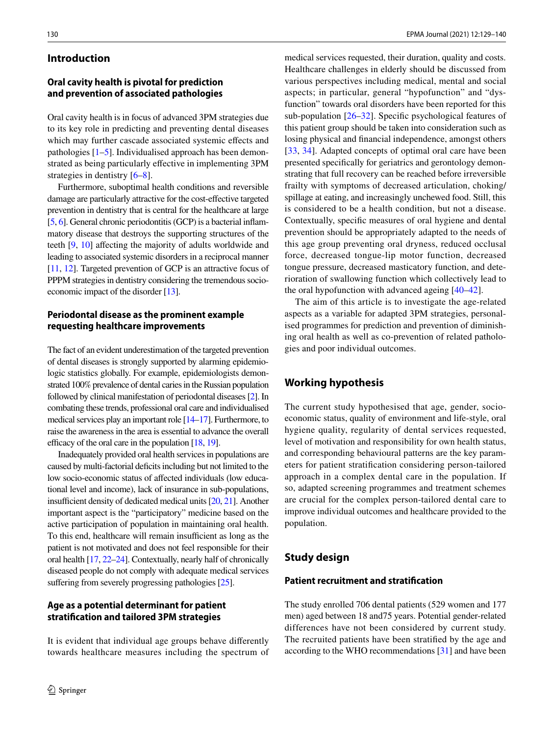## Introduction

### Oral cavity health is pivotal for prediction and prevention of associated pathologies

Oral cavity health is in focus of advanced 3PM strategies due to its key role in predicting and preventing dental diseases which may further cascade associated systemic effects and pathologies [1–5]. Individualised approach has been demonstrated as being particularly effective in implementing 3PM strategies in dentistry [6–8].

Furthermore, suboptimal health conditions and reversible damage are particularly attractive for the cost-effective targeted prevention in dentistry that is central for the healthcare at large [5, 6]. General chronic periodontitis (GCP) is a bacterial inflammatory disease that destroys the supporting structures of the teeth [9, 10] affecting the majority of adults worldwide and leading to associated systemic disorders in a reciprocal manner [11, 12]. Targeted prevention of GCP is an attractive focus of PPPM strategies in dentistry considering the tremendous socio-economic impact of the disorder [13].

### Periodontal disease as the prominent example requesting healthcare improvements

The fact of an evident underestimation of the targeted prevention of dental diseases is strongly supported by alarming epidemiologic statistics globally. For example, epidemiologists demonstrated 100% prevalence of dental caries in the Russian population followed by clinical manifestation of periodontal diseases [2]. In combating these trends, professional oral care and individualised medical services play an important role [14–17]. Furthermore, to raise the awareness in the area is essential to advance the overall efficacy of the oral care in the population [18, 19].

Inadequately provided oral health services in populations are caused by multi-factorial deficits including but not limited to the low socio-economic status of affected individuals (low educational level and income), lack of insurance in sub-populations, insufficient density of dedicated medical units [20, 21]. Another important aspect is the "participatory" medicine based on the active participation of population in maintaining oral health. To this end, healthcare will remain insufficient as long as the patient is not motivated and does not feel responsible for their oral health [17, 22–24]. Contextually, nearly half of chronically diseased people do not comply with adequate medical services suffering from severely progressing pathologies [25].

### Age as a potential determinant for patient stratification and tailored 3PM strategies

It is evident that individual age groups behave differently towards healthcare measures including the spectrum of medical services requested, their duration, quality and costs. Healthcare challenges in elderly should be discussed from various perspectives including medical, mental and social aspects; in particular, general "hypofunction" and "dysfunction" towards oral disorders have been reported for this sub-population [26–32]. Specific psychological features of this patient group should be taken into consideration such as losing physical and financial independence, amongst others [33, 34]. Adapted concepts of optimal oral care have been presented specifically for geriatrics and gerontology demonstrating that full recovery can be reached before irreversible frailty with symptoms of decreased articulation, choking/spillage at eating, and increasingly unchewed food. Still, this is considered to be a health condition, but not a disease. Contextually, specific measures of oral hygiene and dental prevention should be appropriately adapted to the needs of this age group preventing oral dryness, reduced occlusal force, decreased tongue-lip motor function, decreased tongue pressure, decreased masticatory function, and deterioration of swallowing function which collectively lead to the oral hypofunction with advanced ageing [40–42].

The aim of this article is to investigate the age-related aspects as a variable for adapted 3PM strategies, personalised programmes for prediction and prevention of diminishing oral health as well as co-prevention of related pathologies and poor individual outcomes.

## Working hypothesis

The current study hypothesised that age, gender, socio-economic status, quality of environment and life-style, oral hygiene quality, regularity of dental services requested, level of motivation and responsibility for own health status, and corresponding behavioural patterns are the key parameters for patient stratification considering person-tailored approach in a complex dental care in the population. If so, adapted screening programmes and treatment schemes are crucial for the complex person-tailored dental care to improve individual outcomes and healthcare provided to the population.

## Study design

### Patient recruitment and stratification

The study enrolled 706 dental patients (529 women and 177 men) aged between 18 and75 years. Potential gender-related differences have not been considered by current study. The recruited patients have been stratified by the age and according to the WHO recommendations [31] and have been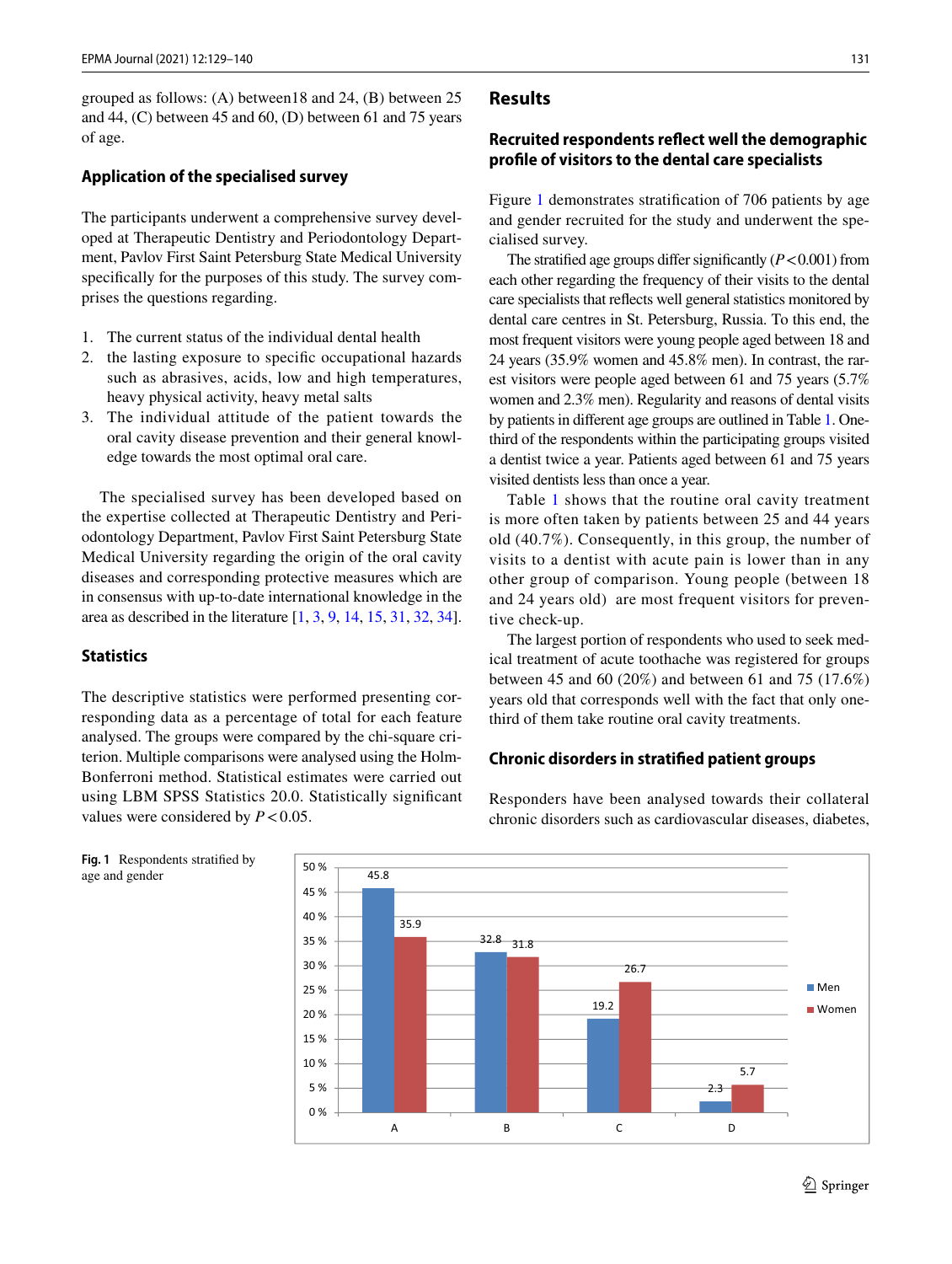grouped as follows: (A) between18 and 24, (B) between 25 and 44, (C) between 45 and 60, (D) between 61 and 75 years of age.

### Application of the specialised survey

The participants underwent a comprehensive survey developed at Therapeutic Dentistry and Periodontology Department, Pavlov First Saint Petersburg State Medical University specifically for the purposes of this study. The survey comprises the questions regarding.

1. The current status of the individual dental health
2. the lasting exposure to specific occupational hazards such as abrasives, acids, low and high temperatures, heavy physical activity, heavy metal salts
3. The individual attitude of the patient towards the oral cavity disease prevention and their general knowledge towards the most optimal oral care.

The specialised survey has been developed based on the expertise collected at Therapeutic Dentistry and Periodontology Department, Pavlov First Saint Petersburg State Medical University regarding the origin of the oral cavity diseases and corresponding protective measures which are in consensus with up-to-date international knowledge in the area as described in the literature [1, 3, 9, 14, 15, 31, 32, 34].

### Statistics

The descriptive statistics were performed presenting corresponding data as a percentage of total for each feature analysed. The groups were compared by the chi-square criterion. Multiple comparisons were analysed using the Holm-Bonferroni method. Statistical estimates were carried out using LBM SPSS Statistics 20.0. Statistically significant values were considered by $P<0.05$.

## Results

### Recruited respondents reflect well the demographic profile of visitors to the dental care specialists

Figure 1 demonstrates stratification of 706 patients by age and gender recruited for the study and underwent the specialised survey.

The stratified age groups differ significantly ($P<0.001$) from each other regarding the frequency of their visits to the dental care specialists that reflects well general statistics monitored by dental care centres in St. Petersburg, Russia. To this end, the most frequent visitors were young people aged between 18 and 24 years (35.9% women and 45.8% men). In contrast, the rarest visitors were people aged between 61 and 75 years (5.7% women and 2.3% men). Regularity and reasons of dental visits by patients in different age groups are outlined in Table 1. One-third of the respondents within the participating groups visited a dentist twice a year. Patients aged between 61 and 75 years visited dentists less than once a year.

Table 1 shows that the routine oral cavity treatment is more often taken by patients between 25 and 44 years old (40.7%). Consequently, in this group, the number of visits to a dentist with acute pain is lower than in any other group of comparison. Young people (between 18 and 24 years old) are most frequent visitors for preventive check-up.

The largest portion of respondents who used to seek medical treatment of acute toothache was registered for groups between 45 and 60 (20%) and between 61 and 75 (17.6%) years old that corresponds well with the fact that only one-third of them take routine oral cavity treatments.

### Chronic disorders in stratified patient groups

Responders have been analysed towards their collateral chronic disorders such as cardiovascular diseases, diabetes,

| Age group | Men (%) | Women (%) |
|---|---|---|
| A | 45.8 | 35.9 |
| B | 32.8 | 31.8 |
| C | 19.2 | 26.7 |
| D | 2.3 | 5.7 |

**Fig. 1** Respondents stratified by age and gender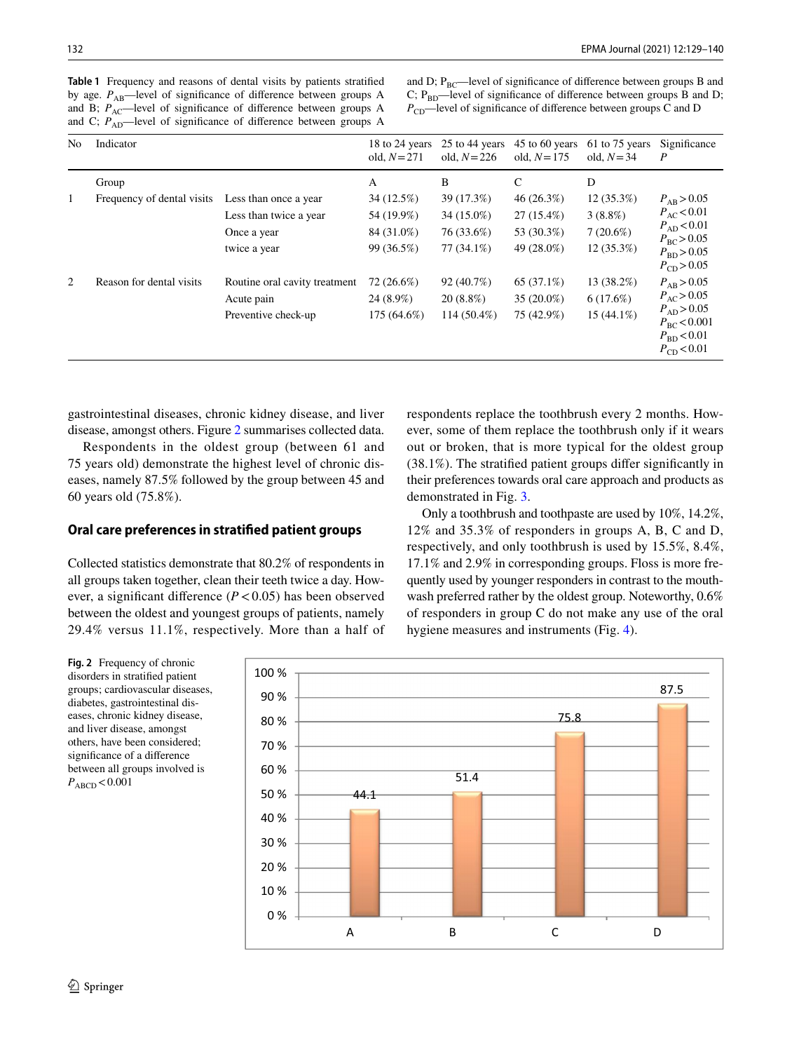**Table 1** Frequency and reasons of dental visits by patients stratified by age. $P_{AB}$—level of significance of difference between groups A and B; $P_{AC}$—level of significance of difference between groups A and C; $P_{AD}$—level of significance of difference between groups A and D; $P_{BC}$—level of significance of difference between groups B and C; $P_{BD}$—level of significance of difference between groups B and D; $P_{CD}$—level of significance of difference between groups C and D

| No | Indicator | | 18 to 24 years old, $N=271$ | 25 to 44 years old, $N=226$ | 45 to 60 years old, $N=175$ | 61 to 75 years old, $N=34$ | Significance $P$ |
|---|---|---|---|---|---|---|---|
| | Group | | A | B | C | D | |
| 1 | Frequency of dental visits | Less than once a year | 34 (12.5%) | 39 (17.3%) | 46 (26.3%) | 12 (35.3%) | $P_{AB}>0.05$ $P_{AC}<0.01$ $P_{AD}<0.01$ $P_{BC}>0.05$ $P_{BD}>0.05$ $P_{CD}>0.05$ |
| | | Less than twice a year | 54 (19.9%) | 34 (15.0%) | 27 (15.4%) | 3 (8.8%) | |
| | | Once a year | 84 (31.0%) | 76 (33.6%) | 53 (30.3%) | 7 (20.6%) | |
| | | twice a year | 99 (36.5%) | 77 (34.1%) | 49 (28.0%) | 12 (35.3%) | |
| 2 | Reason for dental visits | Routine oral cavity treatment | 72 (26.6%) | 92 (40.7%) | 65 (37.1%) | 13 (38.2%) | $P_{AB}>0.05$ $P_{AC}>0.05$ $P_{AD}>0.05$ $P_{BC}<0.001$ $P_{BD}<0.01$ $P_{CD}<0.01$ |
| | | Acute pain | 24 (8.9%) | 20 (8.8%) | 35 (20.0%) | 6 (17.6%) | |
| | | Preventive check-up | 175 (64.6%) | 114 (50.4%) | 75 (42.9%) | 15 (44.1%) | |

gastrointestinal diseases, chronic kidney disease, and liver disease, amongst others. Figure 2 summarises collected data.

Respondents in the oldest group (between 61 and 75 years old) demonstrate the highest level of chronic diseases, namely 87.5% followed by the group between 45 and 60 years old (75.8%).

## Oral care preferences in stratified patient groups

Collected statistics demonstrate that 80.2% of respondents in all groups taken together, clean their teeth twice a day. However, a significant difference ($P<0.05$) has been observed between the oldest and youngest groups of patients, namely 29.4% versus 11.1%, respectively. More than a half of respondents replace the toothbrush every 2 months. However, some of them replace the toothbrush only if it wears out or broken, that is more typical for the oldest group (38.1%). The stratified patient groups differ significantly in their preferences towards oral care approach and products as demonstrated in Fig. 3.

Only a toothbrush and toothpaste are used by 10%, 14.2%, 12% and 35.3% of responders in groups A, B, C and D, respectively, and only toothbrush is used by 15.5%, 8.4%, 17.1% and 2.9% in corresponding groups. Floss is more frequently used by younger responders in contrast to the mouthwash preferred rather by the oldest group. Noteworthy, 0.6% of responders in group C do not make any use of the oral hygiene measures and instruments (Fig. 4).

| Group | Frequency of chronic disorders (%) |
|---|---|
| A | 44.1 |
| B | 51.4 |
| C | 75.8 |
| D | 87.5 |

**Fig. 2** Frequency of chronic disorders in stratified patient groups; cardiovascular diseases, diabetes, gastrointestinal diseases, chronic kidney disease, and liver disease, amongst others, have been considered; significance of a difference between all groups involved is $P_{ABCD}<0.001$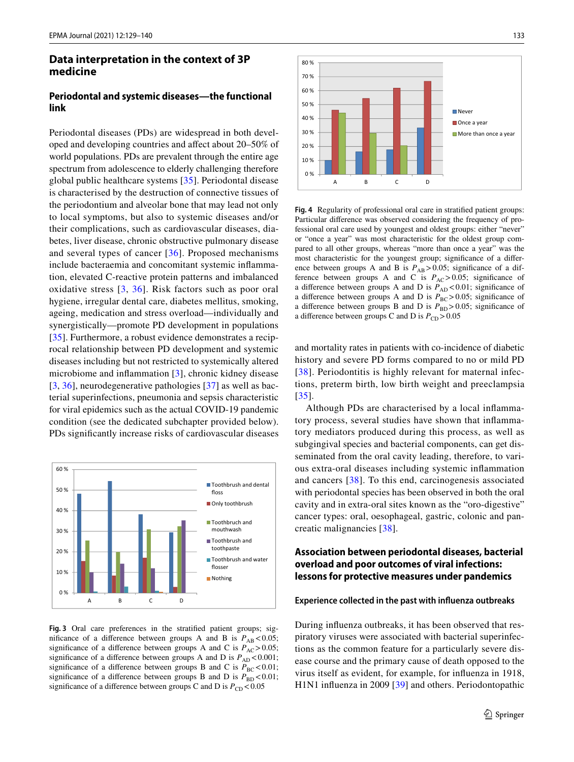## Data interpretation in the context of 3P medicine

### Periodontal and systemic diseases—the functional link

Periodontal diseases (PDs) are widespread in both developed and developing countries and affect about 20–50% of world populations. PDs are prevalent through the entire age spectrum from adolescence to elderly challenging therefore global public healthcare systems [35]. Periodontal disease is characterised by the destruction of connective tissues of the periodontium and alveolar bone that may lead not only to local symptoms, but also to systemic diseases and/or their complications, such as cardiovascular diseases, diabetes, liver disease, chronic obstructive pulmonary disease and several types of cancer [36]. Proposed mechanisms include bacteraemia and concomitant systemic inflammation, elevated C-reactive protein patterns and imbalanced oxidative stress [3, 36]. Risk factors such as poor oral hygiene, irregular dental care, diabetes mellitus, smoking, ageing, medication and stress overload—individually and synergistically—promote PD development in populations [35]. Furthermore, a robust evidence demonstrates a reciprocal relationship between PD development and systemic diseases including but not restricted to systemically altered microbiome and inflammation [3], chronic kidney disease [3, 36], neurodegenerative pathologies [37] as well as bacterial superinfections, pneumonia and sepsis characteristic for viral epidemics such as the actual COVID-19 pandemic condition (see the dedicated subchapter provided below). PDs significantly increase risks of cardiovascular diseases and mortality rates in patients with co-incidence of diabetic history and severe PD forms compared to no or mild PD [38]. Periodontitis is highly relevant for maternal infections, preterm birth, low birth weight and preeclampsia [35].

Although PDs are characterised by a local inflammatory process, several studies have shown that inflammatory mediators produced during this process, as well as subgingival species and bacterial components, can get disseminated from the oral cavity leading, therefore, to various extra-oral diseases including systemic inflammation and cancers [38]. To this end, carcinogenesis associated with periodontal species has been observed in both the oral cavity and in extra-oral sites known as the "oro-digestive" cancer types: oral, oesophageal, gastric, colonic and pancreatic malignancies [38].

**Fig. 3** Oral care preferences in the stratified patient groups; significance of a difference between groups A and B is $P_{AB} < 0.05$; significance of a difference between groups A and C is $P_{AC} > 0.05$; significance of a difference between groups A and D is $P_{AD} < 0.001$; significance of a difference between groups B and C is $P_{BC} < 0.01$; significance of a difference between groups B and D is $P_{BD} < 0.01$; significance of a difference between groups C and D is $P_{CD} < 0.05$

**Fig. 4** Regularity of professional oral care in stratified patient groups: Particular difference was observed considering the frequency of professional oral care used by youngest and oldest groups: either "never" or "once a year" was most characteristic for the oldest group compared to all other groups, whereas "more than once a year" was the most characteristic for the youngest group; significance of a difference between groups A and B is $P_{AB} > 0.05$; significance of a difference between groups A and C is $P_{AC} > 0.05$; significance of a difference between groups A and D is $P_{AD} < 0.01$; significance of a difference between groups A and D is $P_{BC} > 0.05$; significance of a difference between groups B and D is $P_{BD} > 0.05$; significance of a difference between groups C and D is $P_{CD} > 0.05$

## Association between periodontal diseases, bacterial overload and poor outcomes of viral infections: lessons for protective measures under pandemics

### Experience collected in the past with influenza outbreaks

During influenza outbreaks, it has been observed that respiratory viruses were associated with bacterial superinfections as the common feature for a particularly severe disease course and the primary cause of death opposed to the virus itself as evident, for example, for influenza in 1918, H1N1 influenza in 2009 [39] and others. Periodontopathic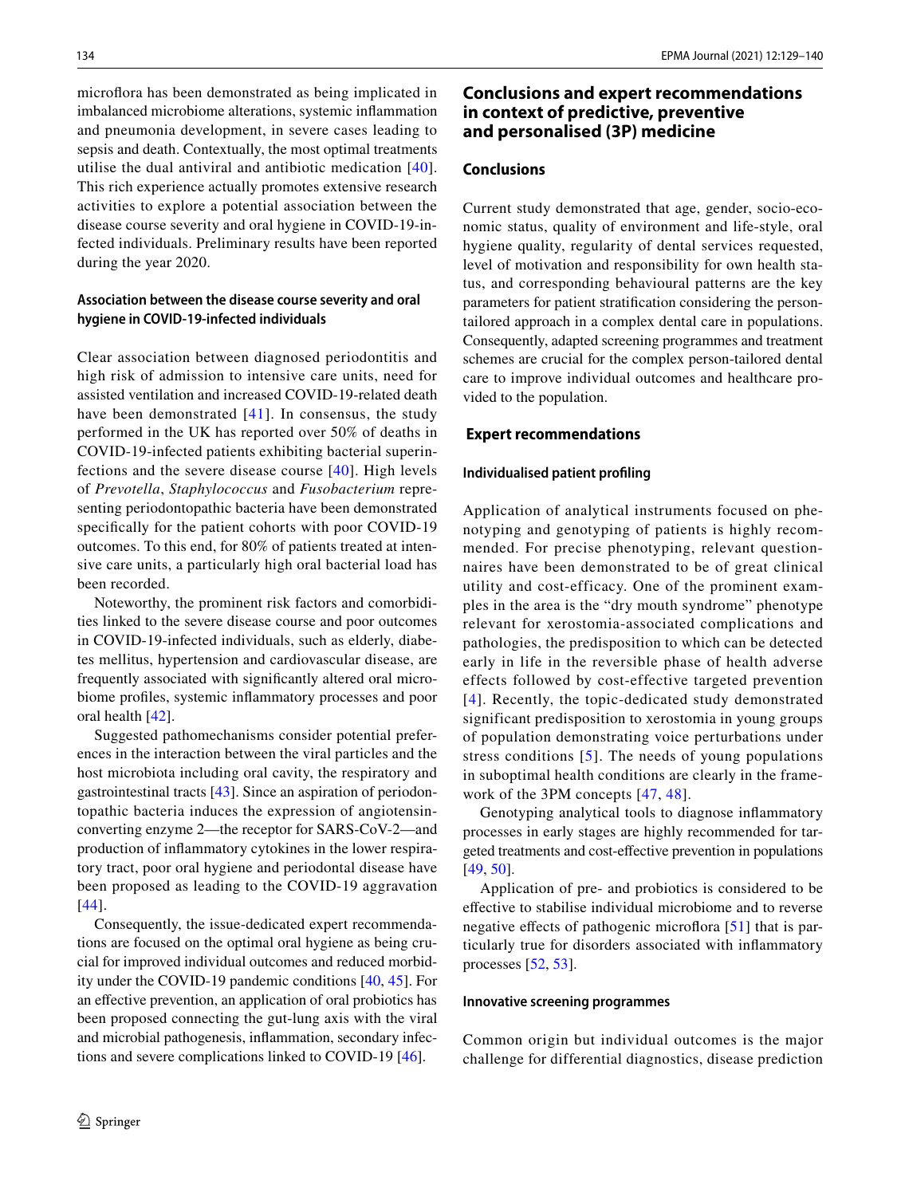microflora has been demonstrated as being implicated in imbalanced microbiome alterations, systemic inflammation and pneumonia development, in severe cases leading to sepsis and death. Contextually, the most optimal treatments utilise the dual antiviral and antibiotic medication [40]. This rich experience actually promotes extensive research activities to explore a potential association between the disease course severity and oral hygiene in COVID-19-infected individuals. Preliminary results have been reported during the year 2020.

### Association between the disease course severity and oral hygiene in COVID-19-infected individuals

Clear association between diagnosed periodontitis and high risk of admission to intensive care units, need for assisted ventilation and increased COVID-19-related death have been demonstrated [41]. In consensus, the study performed in the UK has reported over 50% of deaths in COVID-19-infected patients exhibiting bacterial superinfections and the severe disease course [40]. High levels of *Prevotella*, *Staphylococcus* and *Fusobacterium* representing periodontopathic bacteria have been demonstrated specifically for the patient cohorts with poor COVID-19 outcomes. To this end, for 80% of patients treated at intensive care units, a particularly high oral bacterial load has been recorded.

Noteworthy, the prominent risk factors and comorbidities linked to the severe disease course and poor outcomes in COVID-19-infected individuals, such as elderly, diabetes mellitus, hypertension and cardiovascular disease, are frequently associated with significantly altered oral microbiome profiles, systemic inflammatory processes and poor oral health [42].

Suggested pathomechanisms consider potential preferences in the interaction between the viral particles and the host microbiota including oral cavity, the respiratory and gastrointestinal tracts [43]. Since an aspiration of periodontopathic bacteria induces the expression of angiotensin-converting enzyme 2—the receptor for SARS-CoV-2—and production of inflammatory cytokines in the lower respiratory tract, poor oral hygiene and periodontal disease have been proposed as leading to the COVID-19 aggravation [44].

Consequently, the issue-dedicated expert recommendations are focused on the optimal oral hygiene as being crucial for improved individual outcomes and reduced morbidity under the COVID-19 pandemic conditions [40, 45]. For an effective prevention, an application of oral probiotics has been proposed connecting the gut-lung axis with the viral and microbial pathogenesis, inflammation, secondary infections and severe complications linked to COVID-19 [46].

## Conclusions and expert recommendations in context of predictive, preventive and personalised (3P) medicine

### Conclusions

Current study demonstrated that age, gender, socio-economic status, quality of environment and life-style, oral hygiene quality, regularity of dental services requested, level of motivation and responsibility for own health status, and corresponding behavioural patterns are the key parameters for patient stratification considering the person-tailored approach in a complex dental care in populations. Consequently, adapted screening programmes and treatment schemes are crucial for the complex person-tailored dental care to improve individual outcomes and healthcare provided to the population.

### Expert recommendations

#### Individualised patient profiling

Application of analytical instruments focused on phenotyping and genotyping of patients is highly recommended. For precise phenotyping, relevant questionnaires have been demonstrated to be of great clinical utility and cost-efficacy. One of the prominent examples in the area is the "dry mouth syndrome" phenotype relevant for xerostomia-associated complications and pathologies, the predisposition to which can be detected early in life in the reversible phase of health adverse effects followed by cost-effective targeted prevention [4]. Recently, the topic-dedicated study demonstrated significant predisposition to xerostomia in young groups of population demonstrating voice perturbations under stress conditions [5]. The needs of young populations in suboptimal health conditions are clearly in the framework of the 3PM concepts [47, 48].

Genotyping analytical tools to diagnose inflammatory processes in early stages are highly recommended for targeted treatments and cost-effective prevention in populations [49, 50].

Application of pre- and probiotics is considered to be effective to stabilise individual microbiome and to reverse negative effects of pathogenic microflora [51] that is particularly true for disorders associated with inflammatory processes [52, 53].

#### Innovative screening programmes

Common origin but individual outcomes is the major challenge for differential diagnostics, disease prediction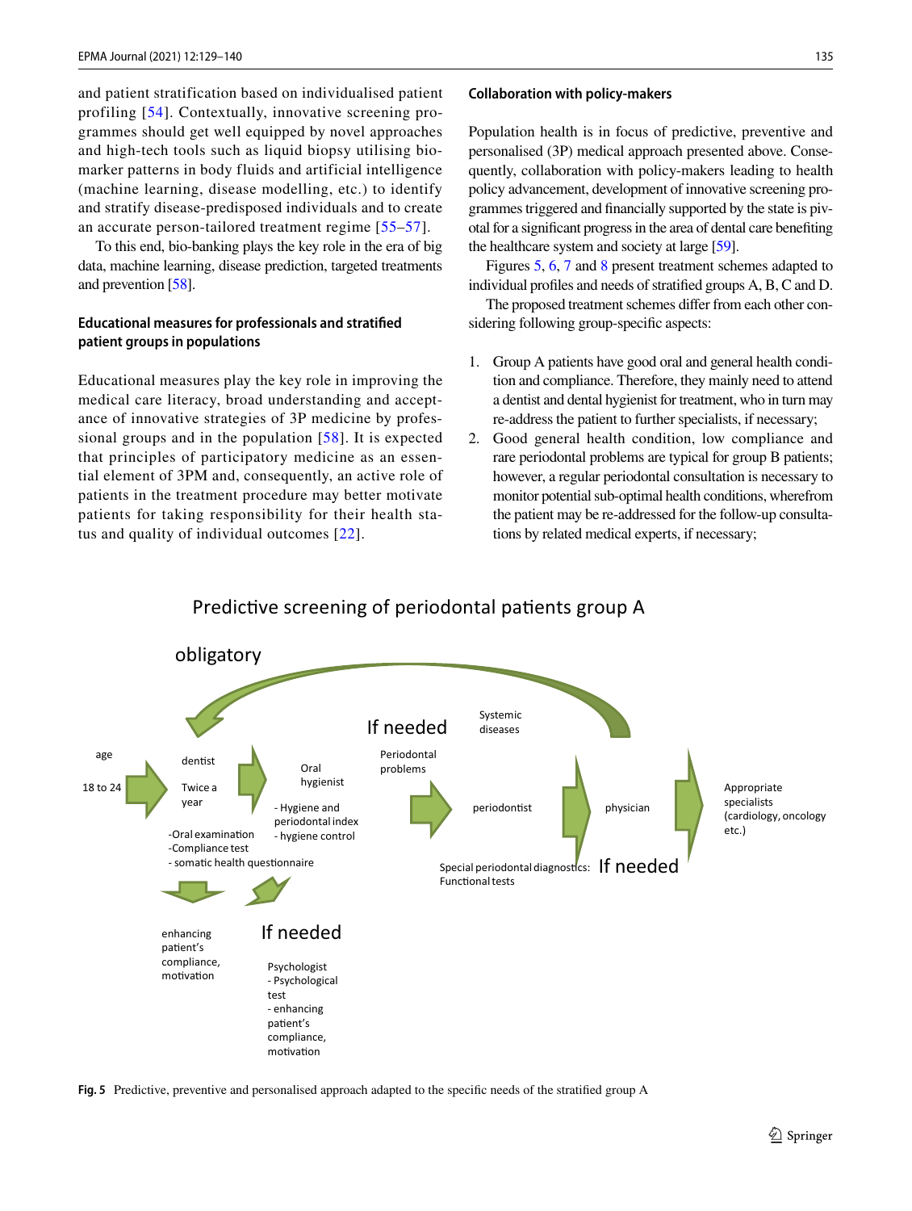and patient stratification based on individualised patient profiling [54]. Contextually, innovative screening programmes should get well equipped by novel approaches and high-tech tools such as liquid biopsy utilising biomarker patterns in body fluids and artificial intelligence (machine learning, disease modelling, etc.) to identify and stratify disease-predisposed individuals and to create an accurate person-tailored treatment regime [55–57].

To this end, bio-banking plays the key role in the era of big data, machine learning, disease prediction, targeted treatments and prevention [58].

#### Educational measures for professionals and stratified patient groups in populations

Educational measures play the key role in improving the medical care literacy, broad understanding and acceptance of innovative strategies of 3P medicine by professional groups and in the population [58]. It is expected that principles of participatory medicine as an essential element of 3PM and, consequently, an active role of patients in the treatment procedure may better motivate patients for taking responsibility for their health status and quality of individual outcomes [22].

#### Collaboration with policy-makers

Population health is in focus of predictive, preventive and personalised (3P) medical approach presented above. Consequently, collaboration with policy-makers leading to health policy advancement, development of innovative screening programmes triggered and financially supported by the state is pivotal for a significant progress in the area of dental care benefiting the healthcare system and society at large [59].

Figures 5, 6, 7 and 8 present treatment schemes adapted to individual profiles and needs of stratified groups A, B, C and D.

The proposed treatment schemes differ from each other considering following group-specific aspects:

1. Group A patients have good oral and general health condition and compliance. Therefore, they mainly need to attend a dentist and dental hygienist for treatment, who in turn may re-address the patient to further specialists, if necessary;
2. Good general health condition, low compliance and rare periodontal problems are typical for group B patients; however, a regular periodontal consultation is necessary to monitor potential sub-optimal health conditions, wherefrom the patient may be re-addressed for the follow-up consultations by related medical experts, if necessary;

Predictive screening of periodontal patients group A

obligatory

age 18 to 24 → dentist Twice a year (-Oral examination -Compliance test - somatic health questionnaire) → Oral hygienist (- Hygiene and periodontal index - hygiene control) → If needed: Periodontal problems → periodontist (Special periodontal diagnostics: Functional tests) → If needed: Systemic diseases → physician → Appropriate specialists (cardiology, oncology etc.)

enhancing patient's compliance, motivation

If needed: Psychologist - Psychological test - enhancing patient's compliance, motivation

**Fig. 5** Predictive, preventive and personalised approach adapted to the specific needs of the stratified group A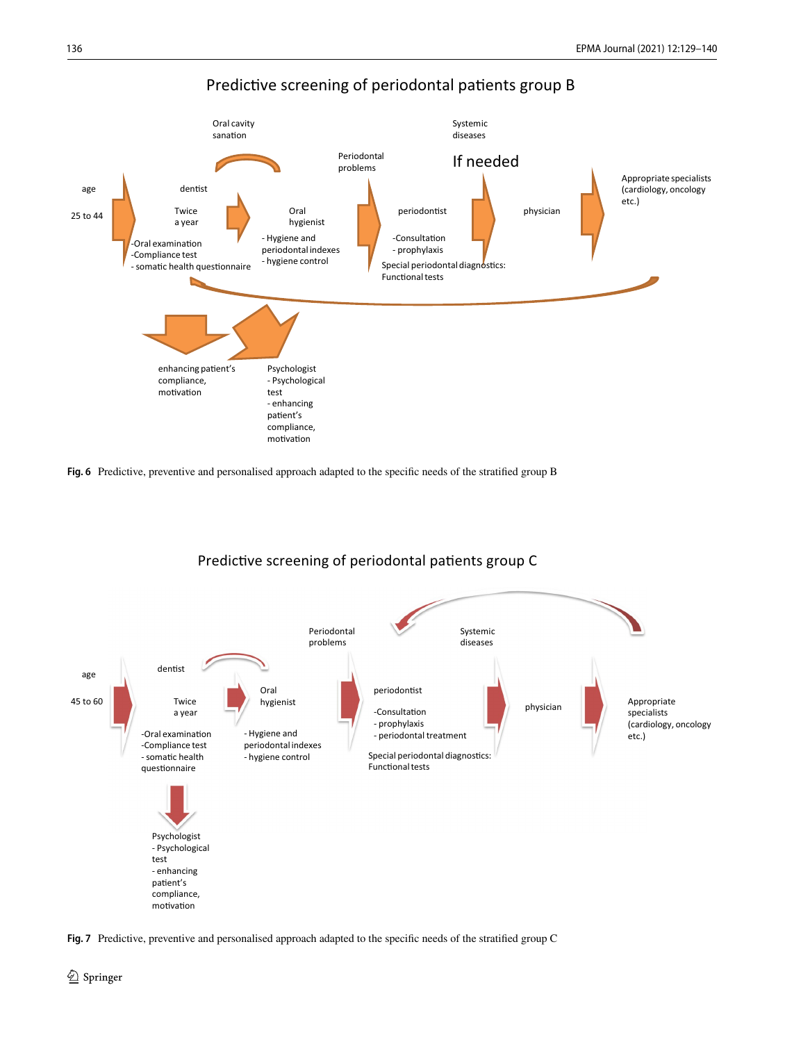## Predictive screening of periodontal patients group B

age

25 to 44

dentist

Twice a year

-Oral examination
-Compliance test
- somatic health questionnaire

Oral cavity sanation

Oral hygienist

- Hygiene and periodontal indexes
- hygiene control

Periodontal problems

periodontist

-Consultation
- prophylaxis

Special periodontal diagnostics:
Functional tests

Systemic diseases

If needed

physician

Appropriate specialists (cardiology, oncology etc.)

enhancing patient's compliance, motivation

Psychologist
- Psychological test
- enhancing patient's compliance, motivation

**Fig. 6** Predictive, preventive and personalised approach adapted to the specific needs of the stratified group B

## Predictive screening of periodontal patients group C

age

45 to 60

dentist

Twice a year

-Oral examination
-Compliance test
- somatic health questionnaire

Oral hygienist

- Hygiene and periodontal indexes
- hygiene control

Periodontal problems

periodontist

-Consultation
- prophylaxis
- periodontal treatment

Special periodontal diagnostics:
Functional tests

Systemic diseases

physician

Appropriate specialists (cardiology, oncology etc.)

Psychologist
- Psychological test
- enhancing patient's compliance, motivation

**Fig. 7** Predictive, preventive and personalised approach adapted to the specific needs of the stratified group C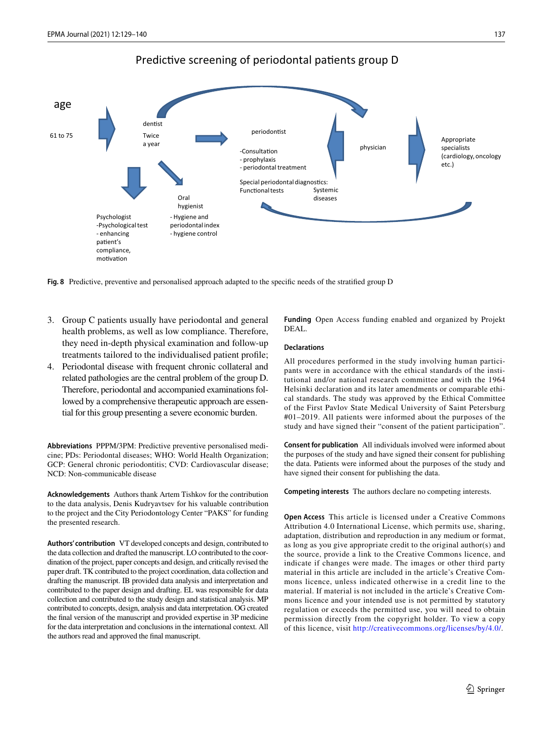Predictive screening of periodontal patients group D

age

61 to 75

dentist

Twice a year

periodontist

-Consultation
- prophylaxis
- periodontal treatment

Special periodontal diagnostics:
Functional tests

Systemic diseases

physician

Appropriate specialists (cardiology, oncology etc.)

Oral hygienist
- Hygiene and periodontal index
- hygiene control

Psychologist
-Psychological test
- enhancing patient's compliance, motivation

**Fig. 8** Predictive, preventive and personalised approach adapted to the specific needs of the stratified group D

3. Group C patients usually have periodontal and general health problems, as well as low compliance. Therefore, they need in-depth physical examination and follow-up treatments tailored to the individualised patient profile;
4. Periodontal disease with frequent chronic collateral and related pathologies are the central problem of the group D. Therefore, periodontal and accompanied examinations followed by a comprehensive therapeutic approach are essential for this group presenting a severe economic burden.

**Abbreviations** PPPM/3PM: Predictive preventive personalised medicine; PDs: Periodontal diseases; WHO: World Health Organization; GCP: General chronic periodontitis; CVD: Cardiovascular disease; NCD: Non-communicable disease

**Acknowledgements** Authors thank Artem Tishkov for the contribution to the data analysis, Denis Kudryavtsev for his valuable contribution to the project and the City Periodontology Center "PAKS" for funding the presented research.

**Authors' contribution** VT developed concepts and design, contributed to the data collection and drafted the manuscript. LO contributed to the coordination of the project, paper concepts and design, and critically revised the paper draft. TK contributed to the project coordination, data collection and drafting the manuscript. IB provided data analysis and interpretation and contributed to the paper design and drafting. EL was responsible for data collection and contributed to the study design and statistical analysis. MP contributed to concepts, design, analysis and data interpretation. OG created the final version of the manuscript and provided expertise in 3P medicine for the data interpretation and conclusions in the international context. All the authors read and approved the final manuscript.

**Funding** Open Access funding enabled and organized by Projekt DEAL.

**Declarations**

All procedures performed in the study involving human participants were in accordance with the ethical standards of the institutional and/or national research committee and with the 1964 Helsinki declaration and its later amendments or comparable ethical standards. The study was approved by the Ethical Committee of the First Pavlov State Medical University of Saint Petersburg #01–2019. All patients were informed about the purposes of the study and have signed their "consent of the patient participation".

**Consent for publication** All individuals involved were informed about the purposes of the study and have signed their consent for publishing the data. Patients were informed about the purposes of the study and have signed their consent for publishing the data.

**Competing interests** The authors declare no competing interests.

**Open Access** This article is licensed under a Creative Commons Attribution 4.0 International License, which permits use, sharing, adaptation, distribution and reproduction in any medium or format, as long as you give appropriate credit to the original author(s) and the source, provide a link to the Creative Commons licence, and indicate if changes were made. The images or other third party material in this article are included in the article's Creative Commons licence, unless indicated otherwise in a credit line to the material. If material is not included in the article's Creative Commons licence and your intended use is not permitted by statutory regulation or exceeds the permitted use, you will need to obtain permission directly from the copyright holder. To view a copy of this licence, visit http://creativecommons.org/licenses/by/4.0/.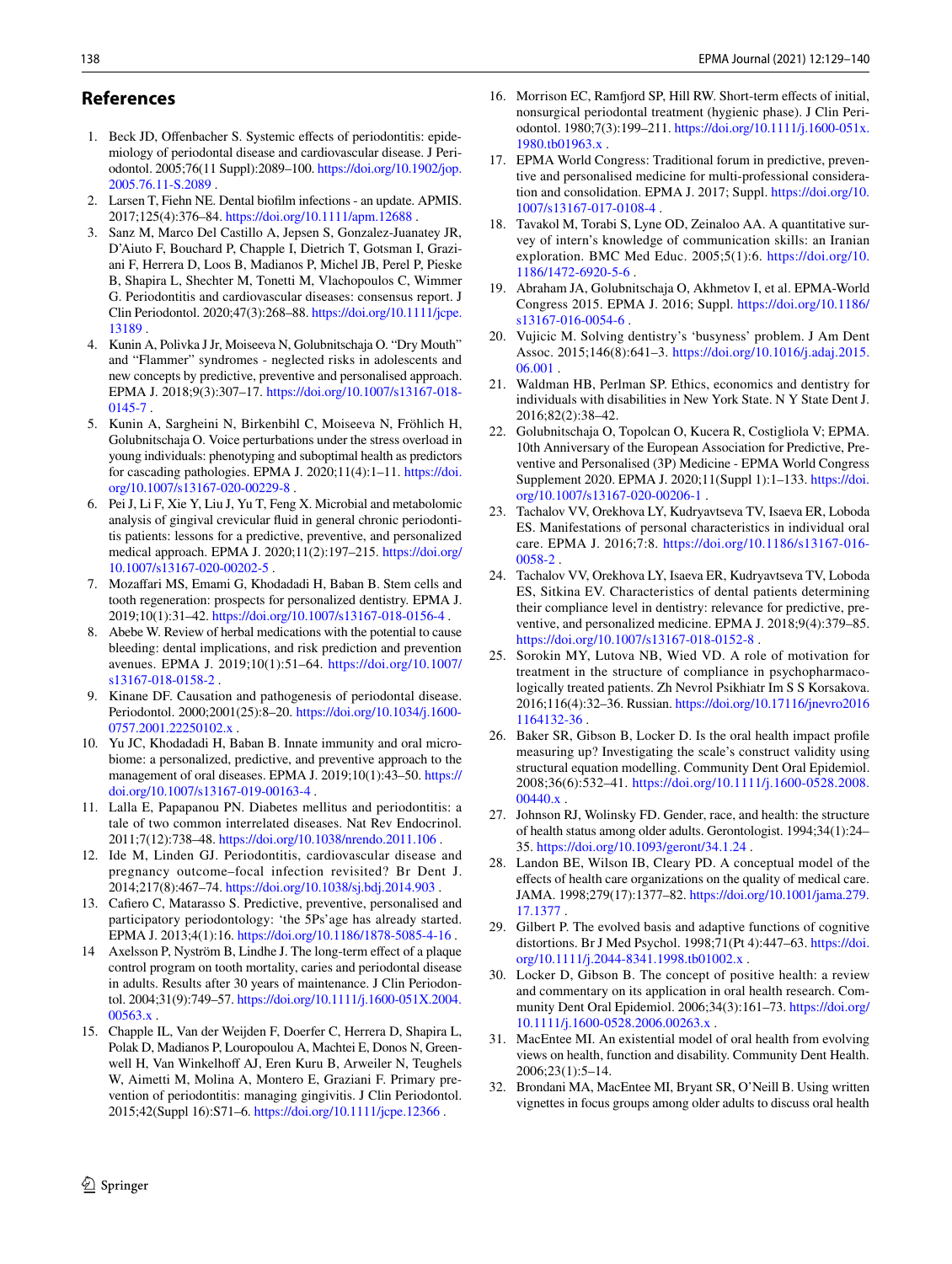## References

1. Beck JD, Offenbacher S. Systemic effects of periodontitis: epidemiology of periodontal disease and cardiovascular disease. J Periodontol. 2005;76(11 Suppl):2089–100. https://doi.org/10.1902/jop.2005.76.11-S.2089 .
2. Larsen T, Fiehn NE. Dental biofilm infections - an update. APMIS. 2017;125(4):376–84. https://doi.org/10.1111/apm.12688 .
3. Sanz M, Marco Del Castillo A, Jepsen S, Gonzalez-Juanatey JR, D'Aiuto F, Bouchard P, Chapple I, Dietrich T, Gotsman I, Graziani F, Herrera D, Loos B, Madianos P, Michel JB, Perel P, Pieske B, Shapira L, Shechter M, Tonetti M, Vlachopoulos C, Wimmer G. Periodontitis and cardiovascular diseases: consensus report. J Clin Periodontol. 2020;47(3):268–88. https://doi.org/10.1111/jcpe.13189 .
4. Kunin A, Polivka J Jr, Moiseeva N, Golubnitschaja O. "Dry Mouth" and "Flammer" syndromes - neglected risks in adolescents and new concepts by predictive, preventive and personalised approach. EPMA J. 2018;9(3):307–17. https://doi.org/10.1007/s13167-018-0145-7 .
5. Kunin A, Sargheini N, Birkenbihl C, Moiseeva N, Fröhlich H, Golubnitschaja O. Voice perturbations under the stress overload in young individuals: phenotyping and suboptimal health as predictors for cascading pathologies. EPMA J. 2020;11(4):1–11. https://doi.org/10.1007/s13167-020-00229-8 .
6. Pei J, Li F, Xie Y, Liu J, Yu T, Feng X. Microbial and metabolomic analysis of gingival crevicular fluid in general chronic periodontitis patients: lessons for a predictive, preventive, and personalized medical approach. EPMA J. 2020;11(2):197–215. https://doi.org/10.1007/s13167-020-00202-5 .
7. Mozaffari MS, Emami G, Khodadadi H, Baban B. Stem cells and tooth regeneration: prospects for personalized dentistry. EPMA J. 2019;10(1):31–42. https://doi.org/10.1007/s13167-018-0156-4 .
8. Abebe W. Review of herbal medications with the potential to cause bleeding: dental implications, and risk prediction and prevention avenues. EPMA J. 2019;10(1):51–64. https://doi.org/10.1007/s13167-018-0158-2 .
9. Kinane DF. Causation and pathogenesis of periodontal disease. Periodontol. 2000;2001(25):8–20. https://doi.org/10.1034/j.1600-0757.2001.22250102.x .
10. Yu JC, Khodadadi H, Baban B. Innate immunity and oral microbiome: a personalized, predictive, and preventive approach to the management of oral diseases. EPMA J. 2019;10(1):43–50. https://doi.org/10.1007/s13167-019-00163-4 .
11. Lalla E, Papapanou PN. Diabetes mellitus and periodontitis: a tale of two common interrelated diseases. Nat Rev Endocrinol. 2011;7(12):738–48. https://doi.org/10.1038/nrendo.2011.106 .
12. Ide M, Linden GJ. Periodontitis, cardiovascular disease and pregnancy outcome–focal infection revisited? Br Dent J. 2014;217(8):467–74. https://doi.org/10.1038/sj.bdj.2014.903 .
13. Cafiero C, Matarasso S. Predictive, preventive, personalised and participatory periodontology: 'the 5Ps'age has already started. EPMA J. 2013;4(1):16. https://doi.org/10.1186/1878-5085-4-16 .
14. Axelsson P, Nyström B, Lindhe J. The long-term effect of a plaque control program on tooth mortality, caries and periodontal disease in adults. Results after 30 years of maintenance. J Clin Periodontol. 2004;31(9):749–57. https://doi.org/10.1111/j.1600-051X.2004.00563.x .
15. Chapple IL, Van der Weijden F, Doerfer C, Herrera D, Shapira L, Polak D, Madianos P, Louropoulou A, Machtei E, Donos N, Greenwell H, Van Winkelhoff AJ, Eren Kuru B, Arweiler N, Teughels W, Aimetti M, Molina A, Montero E, Graziani F. Primary prevention of periodontitis: managing gingivitis. J Clin Periodontol. 2015;42(Suppl 16):S71–6. https://doi.org/10.1111/jcpe.12366 .
16. Morrison EC, Ramfjord SP, Hill RW. Short-term effects of initial, nonsurgical periodontal treatment (hygienic phase). J Clin Periodontol. 1980;7(3):199–211. https://doi.org/10.1111/j.1600-051x.1980.tb01963.x .
17. EPMA World Congress: Traditional forum in predictive, preventive and personalised medicine for multi-professional consideration and consolidation. EPMA J. 2017; Suppl. https://doi.org/10.1007/s13167-017-0108-4 .
18. Tavakol M, Torabi S, Lyne OD, Zeinaloo AA. A quantitative survey of intern's knowledge of communication skills: an Iranian exploration. BMC Med Educ. 2005;5(1):6. https://doi.org/10.1186/1472-6920-5-6 .
19. Abraham JA, Golubnitschaja O, Akhmetov I, et al. EPMA-World Congress 2015. EPMA J. 2016; Suppl. https://doi.org/10.1186/s13167-016-0054-6 .
20. Vujicic M. Solving dentistry's 'busyness' problem. J Am Dent Assoc. 2015;146(8):641–3. https://doi.org/10.1016/j.adaj.2015.06.001 .
21. Waldman HB, Perlman SP. Ethics, economics and dentistry for individuals with disabilities in New York State. N Y State Dent J. 2016;82(2):38–42.
22. Golubnitschaja O, Topolcan O, Kucera R, Costigliola V; EPMA. 10th Anniversary of the European Association for Predictive, Preventive and Personalised (3P) Medicine - EPMA World Congress Supplement 2020. EPMA J. 2020;11(Suppl 1):1–133. https://doi.org/10.1007/s13167-020-00206-1 .
23. Tachalov VV, Orekhova LY, Kudryavtseva TV, Isaeva ER, Loboda ES. Manifestations of personal characteristics in individual oral care. EPMA J. 2016;7:8. https://doi.org/10.1186/s13167-016-0058-2 .
24. Tachalov VV, Orekhova LY, Isaeva ER, Kudryavtseva TV, Loboda ES, Sitkina EV. Characteristics of dental patients determining their compliance level in dentistry: relevance for predictive, preventive, and personalized medicine. EPMA J. 2018;9(4):379–85. https://doi.org/10.1007/s13167-018-0152-8 .
25. Sorokin MY, Lutova NB, Wied VD. A role of motivation for treatment in the structure of compliance in psychopharmacologically treated patients. Zh Nevrol Psikhiatr Im S S Korsakova. 2016;116(4):32–36. Russian. https://doi.org/10.17116/jnevro20161164132-36 .
26. Baker SR, Gibson B, Locker D. Is the oral health impact profile measuring up? Investigating the scale's construct validity using structural equation modelling. Community Dent Oral Epidemiol. 2008;36(6):532–41. https://doi.org/10.1111/j.1600-0528.2008.00440.x .
27. Johnson RJ, Wolinsky FD. Gender, race, and health: the structure of health status among older adults. Gerontologist. 1994;34(1):24–35. https://doi.org/10.1093/geront/34.1.24 .
28. Landon BE, Wilson IB, Cleary PD. A conceptual model of the effects of health care organizations on the quality of medical care. JAMA. 1998;279(17):1377–82. https://doi.org/10.1001/jama.279.17.1377 .
29. Gilbert P. The evolved basis and adaptive functions of cognitive distortions. Br J Med Psychol. 1998;71(Pt 4):447–63. https://doi.org/10.1111/j.2044-8341.1998.tb01002.x .
30. Locker D, Gibson B. The concept of positive health: a review and commentary on its application in oral health research. Community Dent Oral Epidemiol. 2006;34(3):161–73. https://doi.org/10.1111/j.1600-0528.2006.00263.x .
31. MacEntee MI. An existential model of oral health from evolving views on health, function and disability. Community Dent Health. 2006;23(1):5–14.
32. Brondani MA, MacEntee MI, Bryant SR, O'Neill B. Using written vignettes in focus groups among older adults to discuss oral health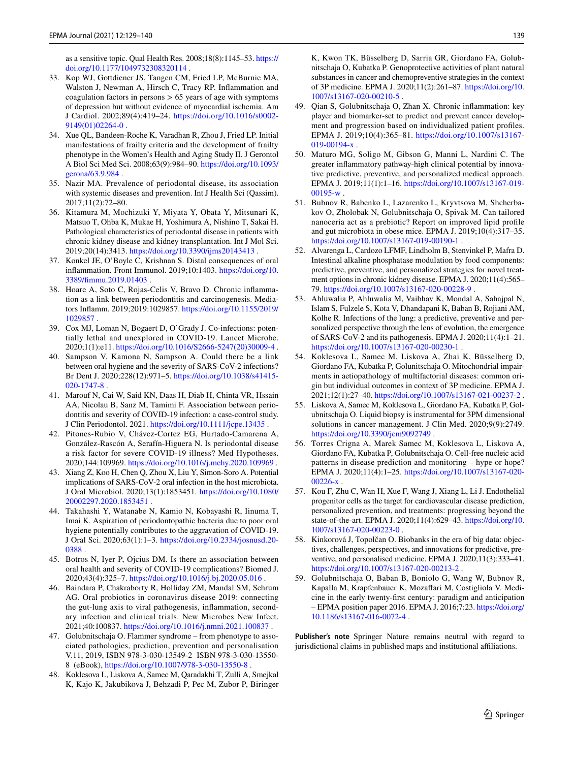as a sensitive topic. Qual Health Res. 2008;18(8):1145–53. https://doi.org/10.1177/1049732308320114 .

33. Kop WJ, Gottdiener JS, Tangen CM, Fried LP, McBurnie MA, Walston J, Newman A, Hirsch C, Tracy RP. Inflammation and coagulation factors in persons > 65 years of age with symptoms of depression but without evidence of myocardial ischemia. Am J Cardiol. 2002;89(4):419–24. https://doi.org/10.1016/s0002-9149(01)02264-0 .
34. Xue QL, Bandeen-Roche K, Varadhan R, Zhou J, Fried LP. Initial manifestations of frailty criteria and the development of frailty phenotype in the Women's Health and Aging Study II. J Gerontol A Biol Sci Med Sci. 2008;63(9):984–90. https://doi.org/10.1093/gerona/63.9.984 .
35. Nazir MA. Prevalence of periodontal disease, its association with systemic diseases and prevention. Int J Health Sci (Qassim). 2017;11(2):72–80.
36. Kitamura M, Mochizuki Y, Miyata Y, Obata Y, Mitsunari K, Matsuo T, Ohba K, Mukae H, Yoshimura A, Nishino T, Sakai H. Pathological characteristics of periodontal disease in patients with chronic kidney disease and kidney transplantation. Int J Mol Sci. 2019;20(14):3413. https://doi.org/10.3390/ijms20143413 .
37. Konkel JE, O'Boyle C, Krishnan S. Distal consequences of oral inflammation. Front Immunol. 2019;10:1403. https://doi.org/10.3389/fimmu.2019.01403 .
38. Hoare A, Soto C, Rojas-Celis V, Bravo D. Chronic inflammation as a link between periodontitis and carcinogenesis. Mediators Inflamm. 2019;2019:1029857. https://doi.org/10.1155/2019/1029857 .
39. Cox MJ, Loman N, Bogaert D, O'Grady J. Co-infections: potentially lethal and unexplored in COVID-19. Lancet Microbe. 2020;1(1):e11. https://doi.org/10.1016/S2666-5247(20)30009-4 .
40. Sampson V, Kamona N, Sampson A. Could there be a link between oral hygiene and the severity of SARS-CoV-2 infections? Br Dent J. 2020;228(12):971–5. https://doi.org/10.1038/s41415-020-1747-8 .
41. Marouf N, Cai W, Said KN, Daas H, Diab H, Chinta VR, Hssain AA, Nicolau B, Sanz M, Tamimi F. Association between periodontitis and severity of COVID-19 infection: a case-control study. J Clin Periodontol. 2021. https://doi.org/10.1111/jcpe.13435 .
42. Pitones-Rubio V, Chávez-Cortez EG, Hurtado-Camarena A, González-Rascón A, Serafín-Higuera N. Is periodontal disease a risk factor for severe COVID-19 illness? Med Hypotheses. 2020;144:109969. https://doi.org/10.1016/j.mehy.2020.109969 .
43. Xiang Z, Koo H, Chen Q, Zhou X, Liu Y, Simon-Soro A. Potential implications of SARS-CoV-2 oral infection in the host microbiota. J Oral Microbiol. 2020;13(1):1853451. https://doi.org/10.1080/20002297.2020.1853451 .
44. Takahashi Y, Watanabe N, Kamio N, Kobayashi R, Iinuma T, Imai K. Aspiration of periodontopathic bacteria due to poor oral hygiene potentially contributes to the aggravation of COVID-19. J Oral Sci. 2020;63(1):1–3. https://doi.org/10.2334/josnusd.20-0388 .
45. Botros N, Iyer P, Ojcius DM. Is there an association between oral health and severity of COVID-19 complications? Biomed J. 2020;43(4):325–7. https://doi.org/10.1016/j.bj.2020.05.016 .
46. Baindara P, Chakraborty R, Holliday ZM, Mandal SM, Schrum AG. Oral probiotics in coronavirus disease 2019: connecting the gut-lung axis to viral pathogenesis, inflammation, secondary infection and clinical trials. New Microbes New Infect. 2021;40:100837. https://doi.org/10.1016/j.nmni.2021.100837 .
47. Golubnitschaja O. Flammer syndrome – from phenotype to associated pathologies, prediction, prevention and personalisation V.11, 2019, ISBN 978-3-030-13549-2 ISBN 978-3-030-13550-8 (eBook), https://doi.org/10.1007/978-3-030-13550-8 .
48. Koklesova L, Liskova A, Samec M, Qaradakhi T, Zulli A, Smejkal K, Kajo K, Jakubikova J, Behzadi P, Pec M, Zubor P, Biringer K, Kwon TK, Büsselberg D, Sarria GR, Giordano FA, Golubnitschaja O, Kubatka P. Genoprotective activities of plant natural substances in cancer and chemopreventive strategies in the context of 3P medicine. EPMA J. 2020;11(2):261–87. https://doi.org/10.1007/s13167-020-00210-5 .
49. Qian S, Golubnitschaja O, Zhan X. Chronic inflammation: key player and biomarker-set to predict and prevent cancer development and progression based on individualized patient profiles. EPMA J. 2019;10(4):365–81. https://doi.org/10.1007/s13167-019-00194-x .
50. Maturo MG, Soligo M, Gibson G, Manni L, Nardini C. The greater inflammatory pathway-high clinical potential by innovative predictive, preventive, and personalized medical approach. EPMA J. 2019;11(1):1–16. https://doi.org/10.1007/s13167-019-00195-w .
51. Bubnov R, Babenko L, Lazarenko L, Kryvtsova M, Shcherbakov O, Zholobak N, Golubnitschaja O, Spivak M. Can tailored nanoceria act as a prebiotic? Report on improved lipid profile and gut microbiota in obese mice. EPMA J. 2019;10(4):317–35. https://doi.org/10.1007/s13167-019-00190-1 .
52. Alvarenga L, Cardozo LFMF, Lindholm B, Stenvinkel P, Mafra D. Intestinal alkaline phosphatase modulation by food components: predictive, preventive, and personalized strategies for novel treatment options in chronic kidney disease. EPMA J. 2020;11(4):565–79. https://doi.org/10.1007/s13167-020-00228-9 .
53. Ahluwalia P, Ahluwalia M, Vaibhav K, Mondal A, Sahajpal N, Islam S, Fulzele S, Kota V, Dhandapani K, Baban B, Rojiani AM, Kolhe R. Infections of the lung: a predictive, preventive and personalized perspective through the lens of evolution, the emergence of SARS-CoV-2 and its pathogenesis. EPMA J. 2020;11(4):1–21. https://doi.org/10.1007/s13167-020-00230-1 .
54. Koklesova L, Samec M, Liskova A, Zhai K, Büsselberg D, Giordano FA, Kubatka P, Golunitschaja O. Mitochondrial impairments in aetiopathology of multifactorial diseases: common origin but individual outcomes in context of 3P medicine. EPMA J. 2021;12(1):27–40. https://doi.org/10.1007/s13167-021-00237-2 .
55. Liskova A, Samec M, Koklesova L, Giordano FA, Kubatka P, Golubnitschaja O. Liquid biopsy is instrumental for 3PM dimensional solutions in cancer management. J Clin Med. 2020;9(9):2749. https://doi.org/10.3390/jcm9092749 .
56. Torres Crigna A, Marek Samec M, Koklesova L, Liskova A, Giordano FA, Kubatka P, Golubnitschaja O. Cell-free nucleic acid patterns in disease prediction and monitoring – hype or hope? EPMA J. 2020;11(4):1–25. https://doi.org/10.1007/s13167-020-00226-x .
57. Kou F, Zhu C, Wan H, Xue F, Wang J, Xiang L, Li J. Endothelial progenitor cells as the target for cardiovascular disease prediction, personalized prevention, and treatments: progressing beyond the state-of-the-art. EPMA J. 2020;11(4):629–43. https://doi.org/10.1007/s13167-020-00223-0 .
58. Kinkorová J, Topolčan O. Biobanks in the era of big data: objectives, challenges, perspectives, and innovations for predictive, preventive, and personalised medicine. EPMA J. 2020;11(3):333–41. https://doi.org/10.1007/s13167-020-00213-2 .
59. Golubnitschaja O, Baban B, Boniolo G, Wang W, Bubnov R, Kapalla M, Krapfenbauer K, Mozaffari M, Costigliola V. Medicine in the early twenty-first century: paradigm and anticipation – EPMA position paper 2016. EPMA J. 2016;7:23. https://doi.org/10.1186/s13167-016-0072-4 .

**Publisher's note** Springer Nature remains neutral with regard to jurisdictional claims in published maps and institutional affiliations.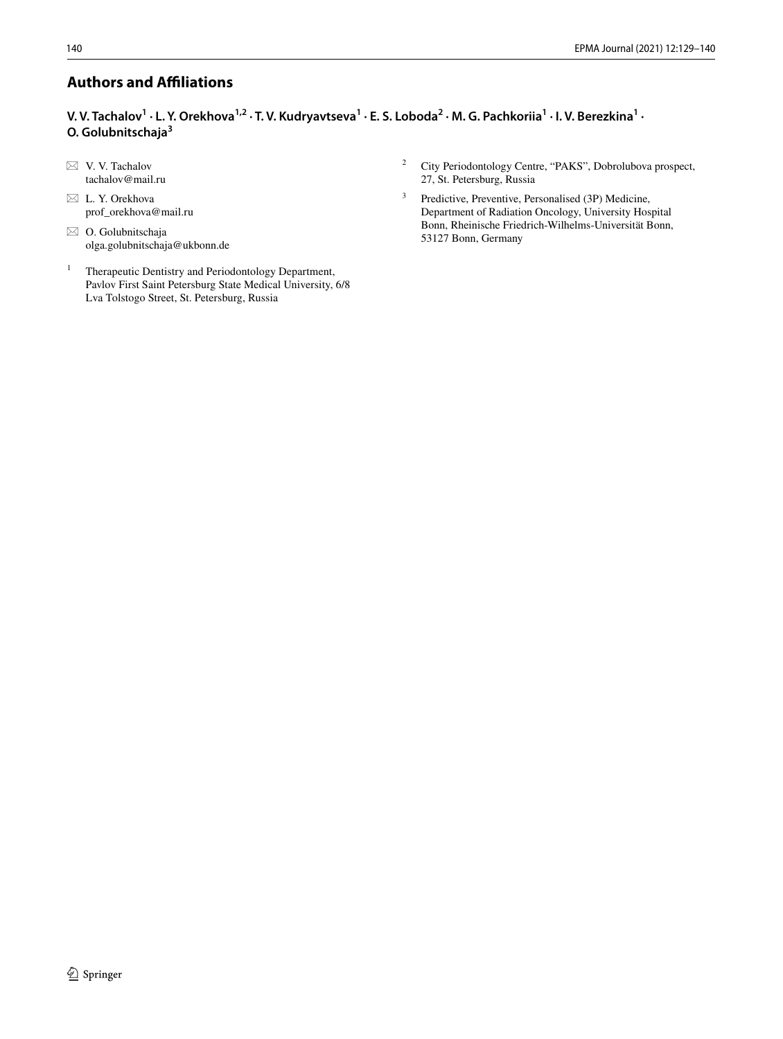## Authors and Affiliations

**V. V. Tachalov[1] · L. Y. Orekhova[1,2] · T. V. Kudryavtseva[1] · E. S. Loboda[2] · M. G. Pachkoriia[1] · I. V. Berezkina[1] · O. Golubnitschaja[3]**

✉ V. V. Tachalov
tachalov@mail.ru

✉ L. Y. Orekhova
prof_orekhova@mail.ru

✉ O. Golubnitschaja
olga.golubnitschaja@ukbonn.de

[1] Therapeutic Dentistry and Periodontology Department, Pavlov First Saint Petersburg State Medical University, 6/8 Lva Tolstogo Street, St. Petersburg, Russia

[2] City Periodontology Centre, "PAKS", Dobrolubova prospect, 27, St. Petersburg, Russia

[3] Predictive, Preventive, Personalised (3P) Medicine, Department of Radiation Oncology, University Hospital Bonn, Rheinische Friedrich-Wilhelms-Universität Bonn, 53127 Bonn, Germany